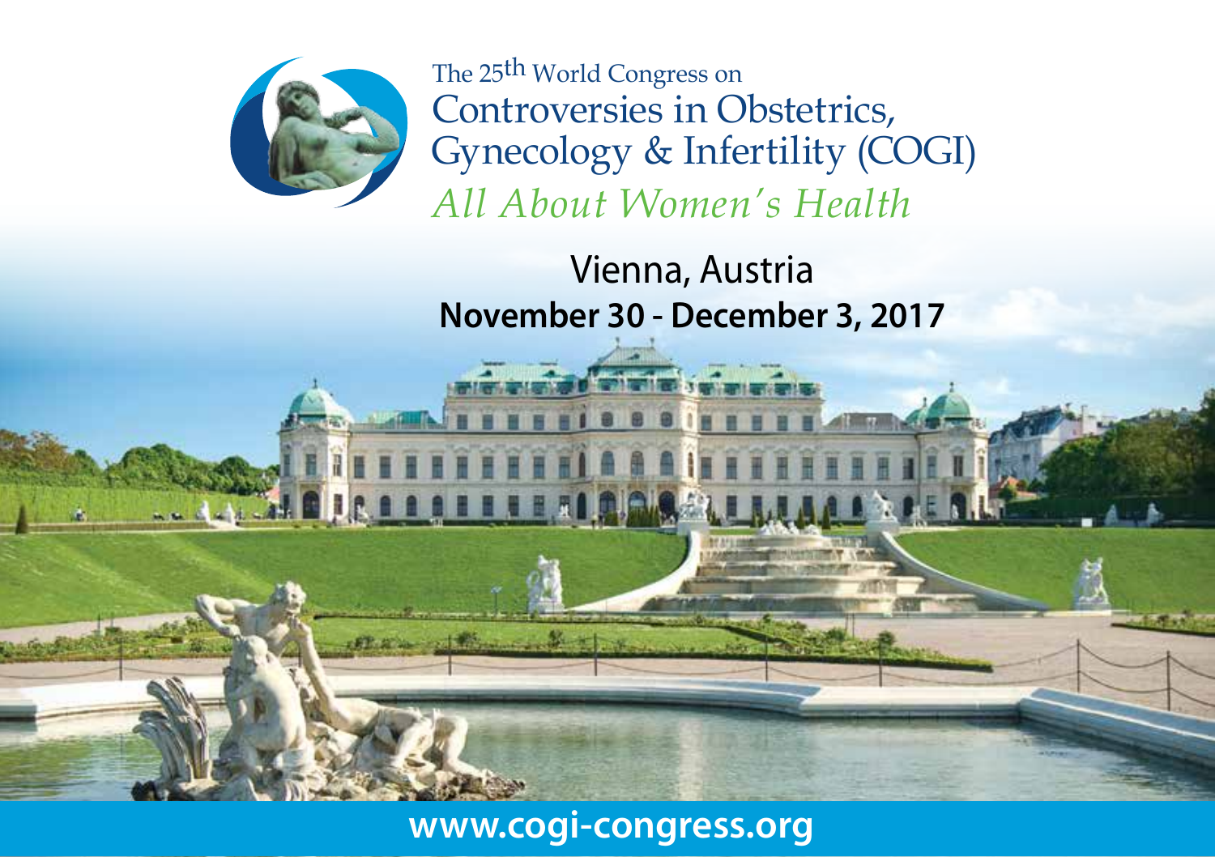The 25th World Congress on

# Controversies in Obstetrics, Gynecology & Infertility (COGI)

*All About Women's Health*

## Vienna, Austria

**November 30 - December 3, 2017**

**www.cogi-congress.org**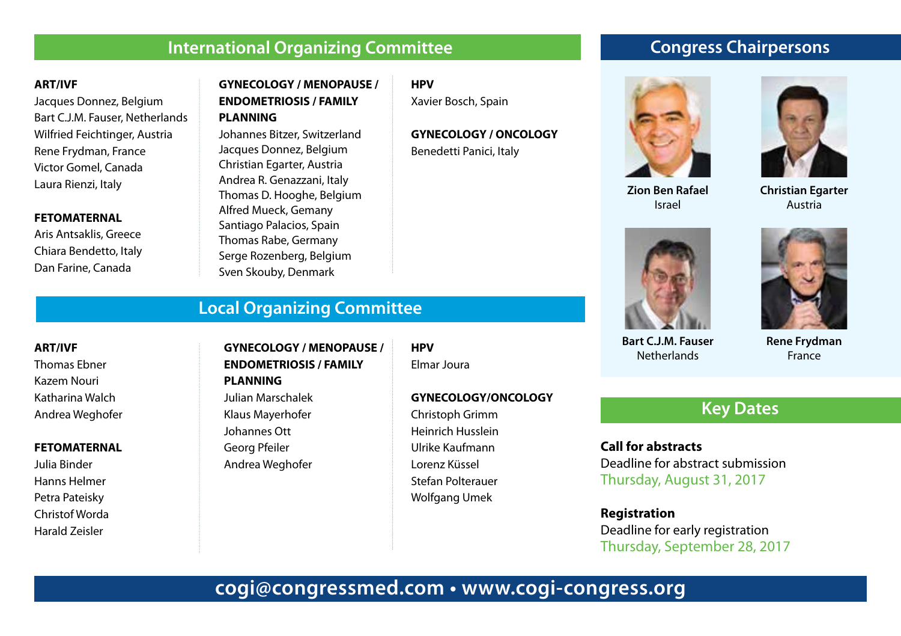## International Organizing Committee

**ART/IVF**
Jacques Donnez, Belgium
Bart C.J.M. Fauser, Netherlands
Wilfried Feichtinger, Austria
Rene Frydman, France
Victor Gomel, Canada
Laura Rienzi, Italy

**FETOMATERNAL**
Aris Antsaklis, Greece
Chiara Bendetto, Italy
Dan Farine, Canada

**GYNECOLOGY / MENOPAUSE / ENDOMETRIOSIS / FAMILY PLANNING**
Johannes Bitzer, Switzerland
Jacques Donnez, Belgium
Christian Egarter, Austria
Andrea R. Genazzani, Italy
Thomas D. Hooghe, Belgium
Alfred Mueck, Gemany
Santiago Palacios, Spain
Thomas Rabe, Germany
Serge Rozenberg, Belgium
Sven Skouby, Denmark

**HPV**
Xavier Bosch, Spain

**GYNECOLOGY / ONCOLOGY**
Benedetti Panici, Italy

## Local Organizing Committee

**ART/IVF**
Thomas Ebner
Kazem Nouri
Katharina Walch
Andrea Weghofer

**FETOMATERNAL**
Julia Binder
Hanns Helmer
Petra Pateisky
Christof Worda
Harald Zeisler

**GYNECOLOGY / MENOPAUSE / ENDOMETRIOSIS / FAMILY PLANNING**
Julian Marschalek
Klaus Mayerhofer
Johannes Ott
Georg Pfeiler
Andrea Weghofer

**HPV**
Elmar Joura

**GYNECOLOGY/ONCOLOGY**
Christoph Grimm
Heinrich Husslein
Ulrike Kaufmann
Lorenz Küssel
Stefan Polterauer
Wolfgang Umek

## Congress Chairpersons

**Zion Ben Rafael**
Israel

**Christian Egarter**
Austria

**Bart C.J.M. Fauser**
Netherlands

**Rene Frydman**
France

## Key Dates

**Call for abstracts**
Deadline for abstract submission
Thursday, August 31, 2017

**Registration**
Deadline for early registration
Thursday, September 28, 2017

**cogi@congressmed.com • www.cogi-congress.org**